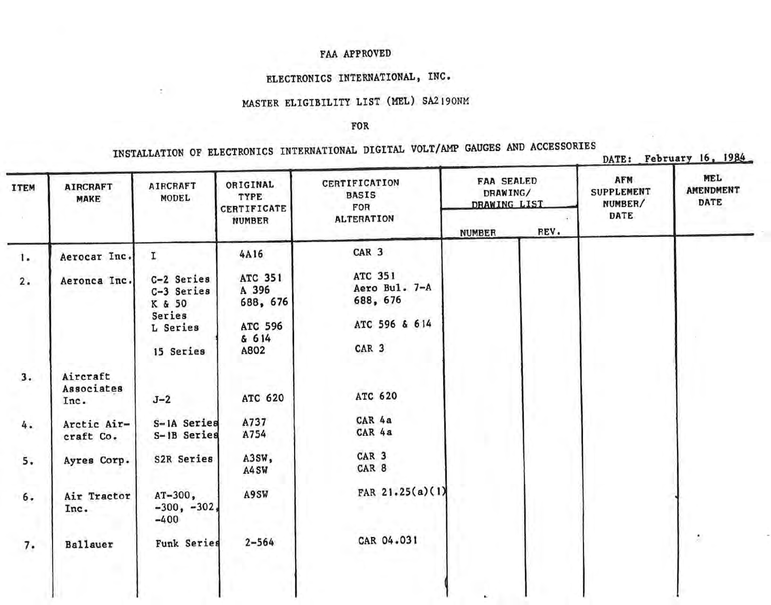FAA APPROVED

ELECTRONICS INTERNATIONAL, INC.

MASTER ELIGIBILITY LIST (MEL) SA2190NM

FOR

INSTALLATION OF ELECTRONICS INTERNATIONAL DIGITAL VOLT/AMP GAUGES AND ACCESSORIES

DATE: February 16, 1984

| ITEM | AIRCRAFT MAKE | AIRCRAFT MODEL | ORIGINAL TYPE CERTIFICATE NUMBER | CERTIFICATION BASIS FOR ALTERATION | FAA SEALED DRAWING/ DRAWING LIST | | AFM SUPPLEMENT NUMBER/ DATE | MEL AMENDMENT DATE |
|---|---|---|---|---|---|---|---|---|
| | | | | | NUMBER | REV. | | |
| 1. | Aerocar Inc. | I | 4A16 | CAR 3 | | | | |
| 2. | Aeronca Inc. | C-2 Series<br>C-3 Series<br>K & 50 Series<br>L Series<br><br>15 Series | ATC 351<br>A 396<br>688, 676<br><br>ATC 596 & 614<br>A802 | ATC 351<br>Aero Bul. 7-A<br>688, 676<br><br>ATC 596 & 614<br>CAR 3 | | | | |
| 3. | Aircraft Associates Inc. | J-2 | ATC 620 | ATC 620 | | | | |
| 4. | Arctic Aircraft Co. | S-1A Series<br>S-1B Series | A737<br>A754 | CAR 4a<br>CAR 4a | | | | |
| 5. | Ayres Corp. | S2R Series | A3SW,<br>A4SW | CAR 3<br>CAR 8 | | | | |
| 6. | Air Tractor Inc. | AT-300, -300, -302, -400 | A9SW | FAR 21.25(a)(1) | | | | |
| 7. | Ballauer | Funk Series | 2-564 | CAR 04.031 | | | | |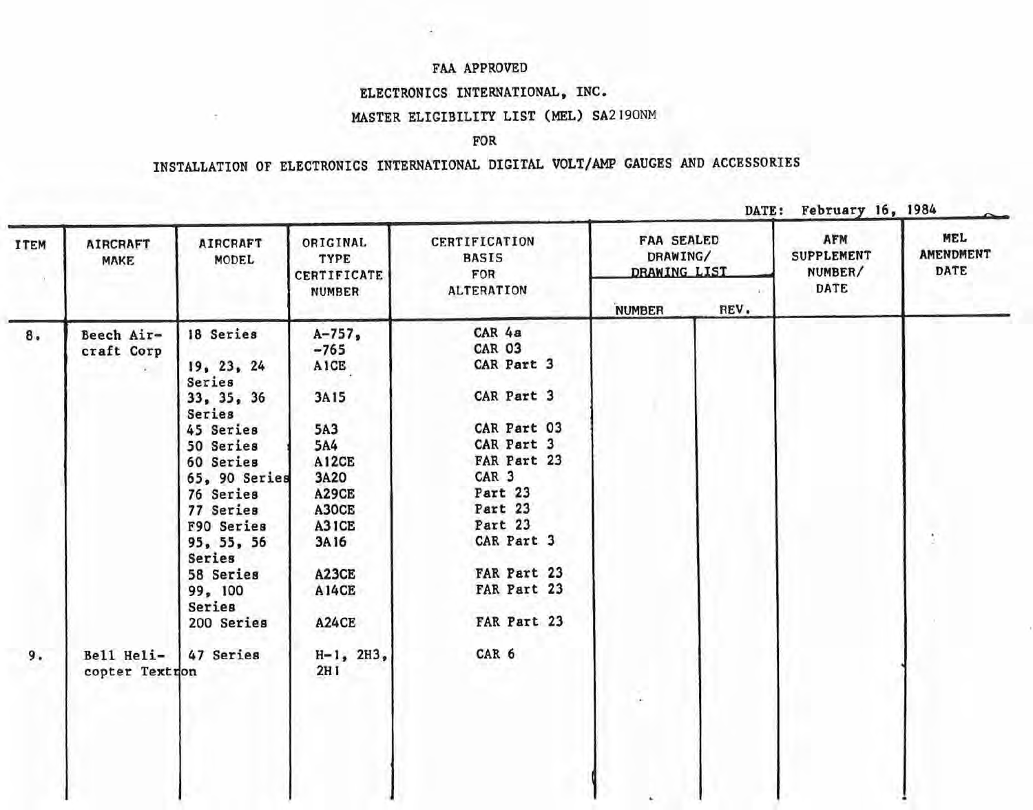FAA APPROVED

ELECTRONICS INTERNATIONAL, INC.

MASTER ELIGIBILITY LIST (MEL) SA2190NM

FOR

INSTALLATION OF ELECTRONICS INTERNATIONAL DIGITAL VOLT/AMP GAUGES AND ACCESSORIES

DATE: February 16, 1984

| ITEM | AIRCRAFT MAKE | AIRCRAFT MODEL | ORIGINAL TYPE CERTIFICATE NUMBER | CERTIFICATION BASIS FOR ALTERATION | FAA SEALED DRAWING/ DRAWING LIST | | AFM SUPPLEMENT NUMBER/ DATE | MEL AMENDMENT DATE |
|---|---|---|---|---|---|---|---|---|
| | | | | | NUMBER | REV. | | |
| 8. | Beech Aircraft Corp | 18 Series | A-757, -765 | CAR 4a CAR 03 | | | | |
| | | 19, 23, 24 Series | A1CE | CAR Part 3 | | | | |
| | | 33, 35, 36 Series | 3A15 | CAR Part 3 | | | | |
| | | 45 Series | 5A3 | CAR Part 03 | | | | |
| | | 50 Series | 5A4 | CAR Part 3 | | | | |
| | | 60 Series | A12CE | FAR Part 23 | | | | |
| | | 65, 90 Series | 3A20 | CAR 3 | | | | |
| | | 76 Series | A29CE | Part 23 | | | | |
| | | 77 Series | A30CE | Part 23 | | | | |
| | | F90 Series | A31CE | Part 23 | | | | |
| | | 95, 55, 56 Series | 3A16 | CAR Part 3 | | | | |
| | | 58 Series | A23CE | FAR Part 23 | | | | |
| | | 99, 100 Series | A14CE | FAR Part 23 | | | | |
| | | 200 Series | A24CE | FAR Part 23 | | | | |
| 9. | Bell Helicopter Textron | 47 Series | H-1, 2H3, 2H1 | CAR 6 | | | | |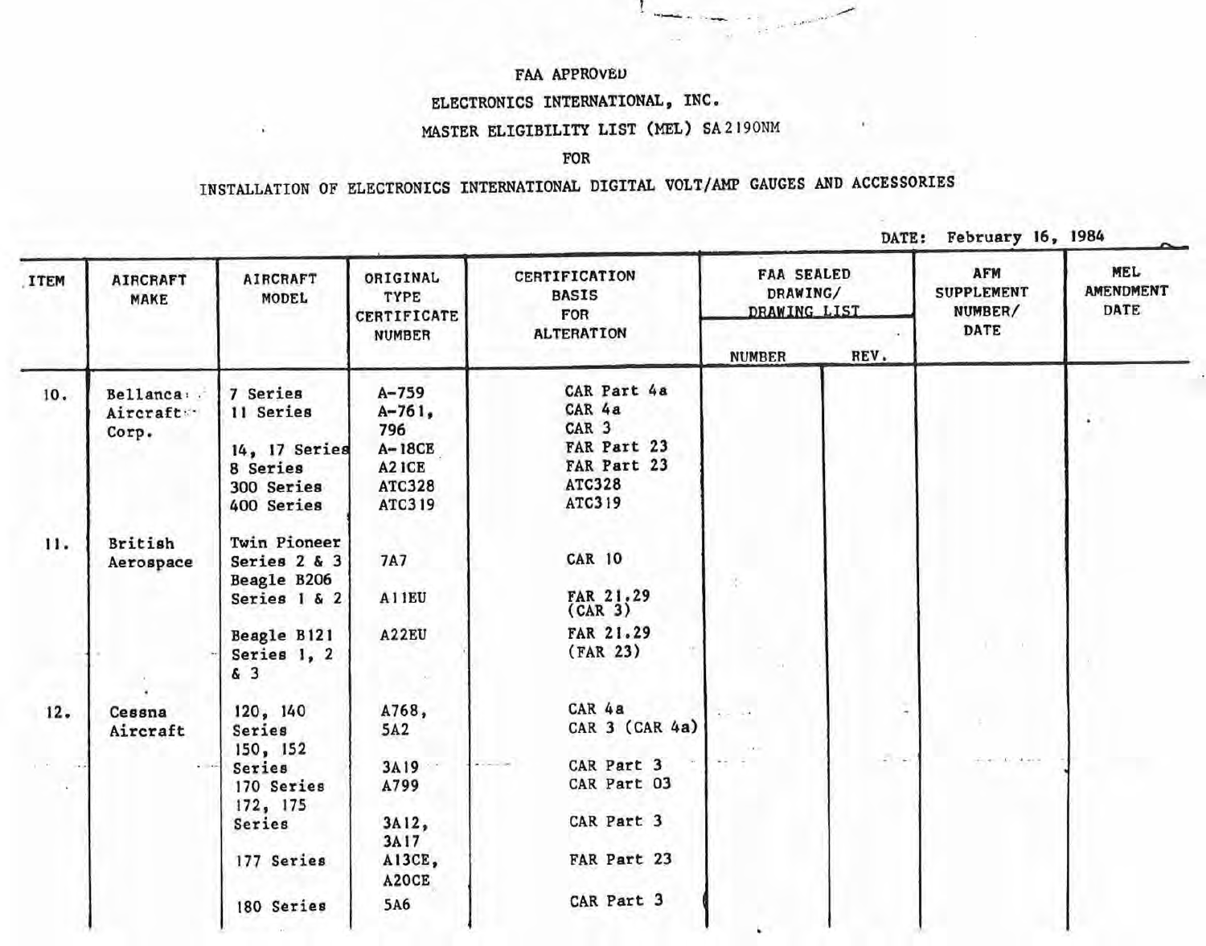FAA APPROVED

ELECTRONICS INTERNATIONAL, INC.

MASTER ELIGIBILITY LIST (MEL) SA2190NM

FOR

INSTALLATION OF ELECTRONICS INTERNATIONAL DIGITAL VOLT/AMP GAUGES AND ACCESSORIES

DATE: February 16, 1984

| ITEM | AIRCRAFT MAKE | AIRCRAFT MODEL | ORIGINAL TYPE CERTIFICATE NUMBER | CERTIFICATION BASIS FOR ALTERATION | FAA SEALED DRAWING/ DRAWING LIST | | AFM SUPPLEMENT NUMBER/ DATE | MEL AMENDMENT DATE |
|---|---|---|---|---|---|---|---|---|
| | | | | | NUMBER | REV. | | |
| 10. | Bellanca Aircraft Corp. | 7 Series | A-759 | CAR Part 4a | | | | |
| | | 11 Series | A-761, 796 | CAR 4a<br>CAR 3 | | | | |
| | | 14, 17 Series | A-18CE | FAR Part 23 | | | | |
| | | 8 Series | A21CE | FAR Part 23 | | | | |
| | | 300 Series | ATC328 | ATC328 | | | | |
| | | 400 Series | ATC319 | ATC319 | | | | |
| 11. | British Aerospace | Twin Pioneer Series 2 & 3 | 7A7 | CAR 10 | | | | |
| | | Beagle B206 Series 1 & 2 | A11EU | FAR 21.29 (CAR 3) | | | | |
| | | Beagle B121 Series 1, 2 & 3 | A22EU | FAR 21.29 (FAR 23) | | | | |
| 12. | Cessna Aircraft | 120, 140 Series | A768, 5A2 | CAR 4a<br>CAR 3 (CAR 4a) | | | | |
| | | 150, 152 Series | 3A19 | CAR Part 3 | | | | |
| | | 170 Series | A799 | CAR Part 03 | | | | |
| | | 172, 175 Series | 3A12, 3A17 | CAR Part 3 | | | | |
| | | 177 Series | A13CE, A20CE | FAR Part 23 | | | | |
| | | 180 Series | 5A6 | CAR Part 3 | | | | |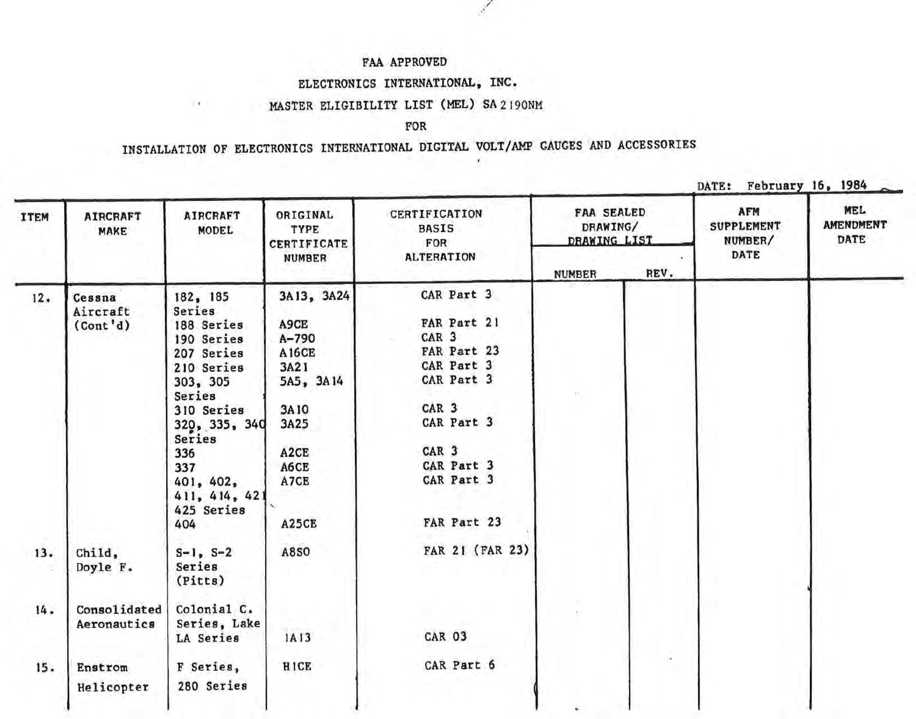FAA APPROVED

ELECTRONICS INTERNATIONAL, INC.

MASTER ELIGIBILITY LIST (MEL) SA2190NM

FOR

INSTALLATION OF ELECTRONICS INTERNATIONAL DIGITAL VOLT/AMP GAUGES AND ACCESSORIES

DATE: February 16, 1984

| ITEM | AIRCRAFT MAKE | AIRCRAFT MODEL | ORIGINAL TYPE CERTIFICATE NUMBER | CERTIFICATION BASIS FOR ALTERATION | FAA SEALED DRAWING/ DRAWING LIST | | AFM SUPPLEMENT NUMBER/ DATE | MEL AMENDMENT DATE |
|---|---|---|---|---|---|---|---|---|
| | | | | | NUMBER | REV. | | |
| 12. | Cessna Aircraft (Cont'd) | 182, 185 Series | 3A13, 3A24 | CAR Part 3 | | | | |
| | | 188 Series | A9CE | FAR Part 21 | | | | |
| | | 190 Series | A-790 | CAR 3 | | | | |
| | | 207 Series | A16CE | FAR Part 23 | | | | |
| | | 210 Series | 3A21 | CAR Part 3 | | | | |
| | | 303, 305 Series | 5A5, 3A14 | CAR Part 3 | | | | |
| | | 310 Series | 3A10 | CAR 3 | | | | |
| | | 320, 335, 340 Series | 3A25 | CAR Part 3 | | | | |
| | | 336 | A2CE | CAR 3 | | | | |
| | | 337 | A6CE | CAR Part 3 | | | | |
| | | 401, 402, 411, 414, 421 425 Series | A7CE | CAR Part 3 | | | | |
| | | 404 | A25CE | FAR Part 23 | | | | |
| 13. | Child, Doyle F. | S-1, S-2 Series (Pitts) | A8SO | FAR 21 (FAR 23) | | | | |
| 14. | Consolidated Aeronautics | Colonial C. Series, Lake LA Series | 1A13 | CAR 03 | | | | |
| 15. | Enstrom Helicopter | F Series, 280 Series | H1CE | CAR Part 6 | | | | |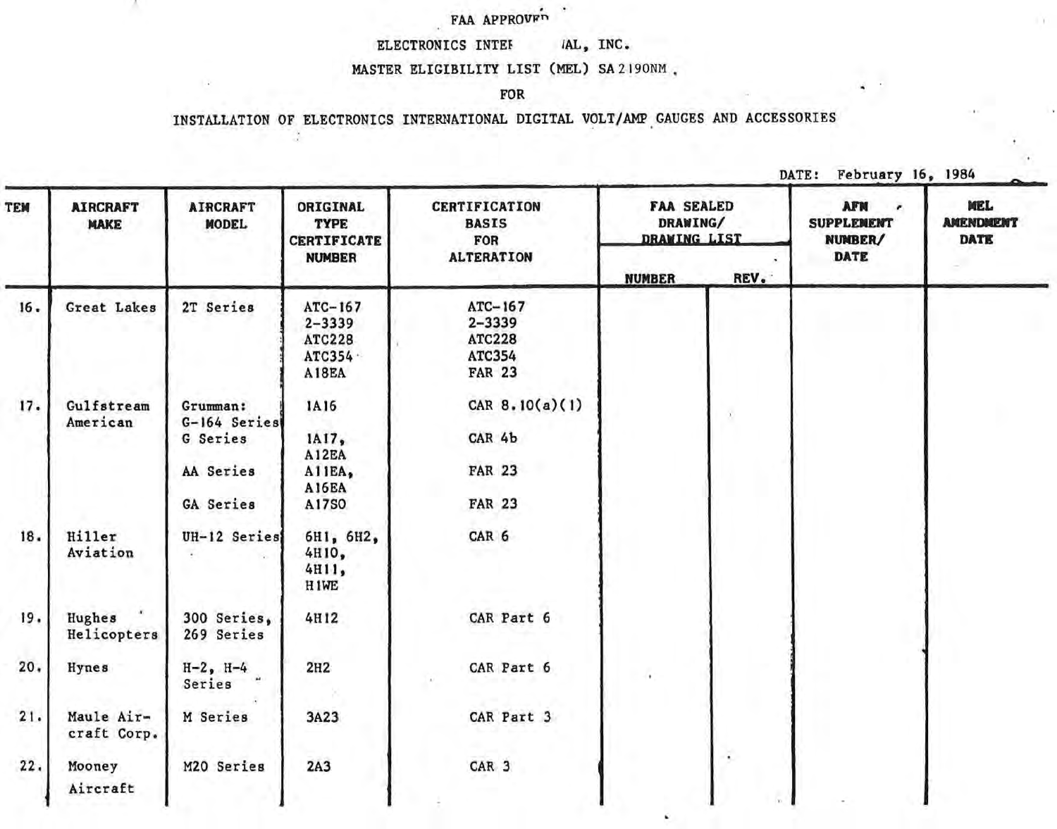FAA APPROVED

ELECTRONICS INTERNATIONAL, INC.

MASTER ELIGIBILITY LIST (MEL) SA2190NM

FOR

INSTALLATION OF ELECTRONICS INTERNATIONAL DIGITAL VOLT/AMP GAUGES AND ACCESSORIES

DATE: February 16, 1984

| ITEM | AIRCRAFT MAKE | AIRCRAFT MODEL | ORIGINAL TYPE CERTIFICATE NUMBER | CERTIFICATION BASIS FOR ALTERATION | FAA SEALED DRAWING/ DRAWING LIST | | AFM SUPPLEMENT NUMBER/ DATE | MEL AMENDMENT DATE |
|---|---|---|---|---|---|---|---|---|
| | | | | | NUMBER | REV. | | |
| 16. | Great Lakes | 2T Series | ATC-167<br>2-3339<br>ATC228<br>ATC354<br>A18EA | ATC-167<br>2-3339<br>ATC228<br>ATC354<br>FAR 23 | | | | |
| 17. | Gulfstream American | Grumman:<br>G-164 Series | 1A16 | CAR 8.10(a)(1) | | | | |
| | | G Series | 1A17,<br>A12EA | CAR 4b | | | | |
| | | AA Series | A11EA,<br>A16EA | FAR 23 | | | | |
| | | GA Series | A17SO | FAR 23 | | | | |
| 18. | Hiller Aviation | UH-12 Series | 6H1, 6H2,<br>4H10,<br>4H11,<br>H1WE | CAR 6 | | | | |
| 19. | Hughes Helicopters | 300 Series,<br>269 Series | 4H12 | CAR Part 6 | | | | |
| 20. | Hynes | H-2, H-4 Series | 2H2 | CAR Part 6 | | | | |
| 21. | Maule Aircraft Corp. | M Series | 3A23 | CAR Part 3 | | | | |
| 22. | Mooney Aircraft | M20 Series | 2A3 | CAR 3 | | | | |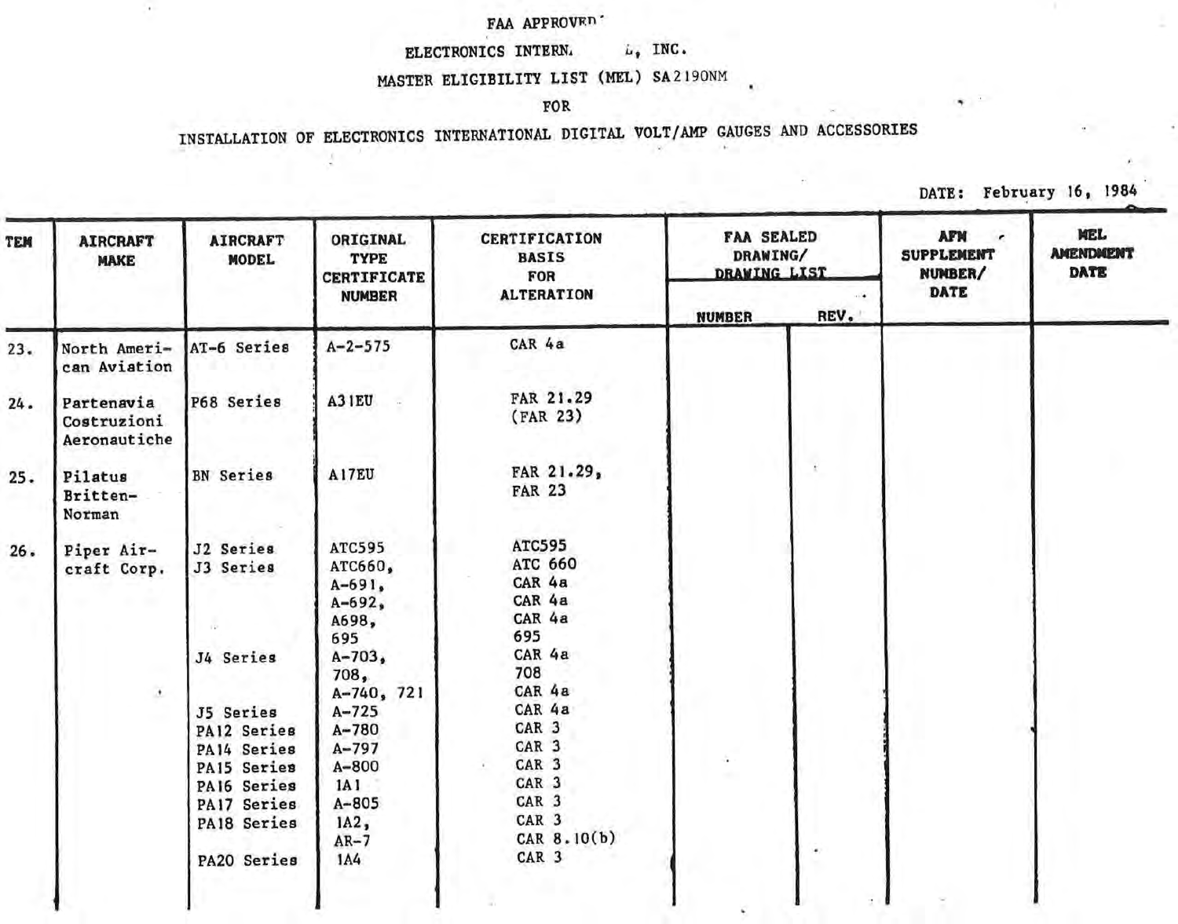FAA APPROVED

ELECTRONICS INTERN. L, INC.

MASTER ELIGIBILITY LIST (MEL) SA2190NM

FOR

INSTALLATION OF ELECTRONICS INTERNATIONAL DIGITAL VOLT/AMP GAUGES AND ACCESSORIES

DATE: February 16, 1984

| TEM | AIRCRAFT MAKE | AIRCRAFT MODEL | ORIGINAL TYPE CERTIFICATE NUMBER | CERTIFICATION BASIS FOR ALTERATION | FAA SEALED DRAWING/ DRAWING LIST | | AFM SUPPLEMENT NUMBER/ DATE | MEL AMENDMENT DATE |
|---|---|---|---|---|---|---|---|---|
| | | | | | NUMBER | REV. | | |
| 23. | North American Aviation | AT-6 Series | A-2-575 | CAR 4a | | | | |
| 24. | Partenavia Costruzioni Aeronautiche | P68 Series | A31EU | FAR 21.29 (FAR 23) | | | | |
| 25. | Pilatus Britten-Norman | BN Series | A17EU | FAR 21.29, FAR 23 | | | | |
| 26. | Piper Aircraft Corp. | J2 Series | ATC595 | ATC595 | | | | |
| | | J3 Series | ATC660, | ATC 660 | | | | |
| | | | A-691, | CAR 4a | | | | |
| | | | A-692, | CAR 4a | | | | |
| | | | A698, | CAR 4a | | | | |
| | | | 695 | 695 | | | | |
| | | J4 Series | A-703, | CAR 4a | | | | |
| | | | 708, | 708 | | | | |
| | | | A-740, 721 | CAR 4a | | | | |
| | | J5 Series | A-725 | CAR 4a | | | | |
| | | PA12 Series | A-780 | CAR 3 | | | | |
| | | PA14 Series | A-797 | CAR 3 | | | | |
| | | PA15 Series | A-800 | CAR 3 | | | | |
| | | PA16 Series | 1A1 | CAR 3 | | | | |
| | | PA17 Series | A-805 | CAR 3 | | | | |
| | | PA18 Series | 1A2, | CAR 3 | | | | |
| | | | AR-7 | CAR 8.10(b) | | | | |
| | | PA20 Series | 1A4 | CAR 3 | | | | |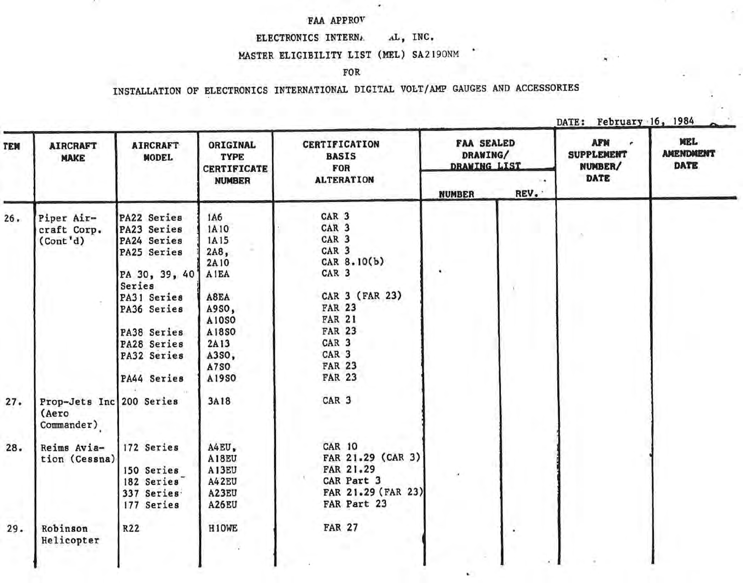FAA APPROV

ELECTRONICS INTERNA AL, INC.

MASTER ELIGIBILITY LIST (MEL) SA2190NM

FOR

INSTALLATION OF ELECTRONICS INTERNATIONAL DIGITAL VOLT/AMP GAUGES AND ACCESSORIES

DATE: February 16, 1984

| TEM | AIRCRAFT MAKE | AIRCRAFT MODEL | ORIGINAL TYPE CERTIFICATE NUMBER | CERTIFICATION BASIS FOR ALTERATION | FAA SEALED DRAWING/ DRAWING LIST | | AFM SUPPLEMENT NUMBER/ DATE | MEL AMENDMENT DATE |
|---|---|---|---|---|---|---|---|---|
| | | | | | NUMBER | REV. | | |
| 26. | Piper Aircraft Corp. (Cont'd) | PA22 Series | 1A6 | CAR 3 | | | | |
| | | PA23 Series | 1A10 | CAR 3 | | | | |
| | | PA24 Series | 1A15 | CAR 3 | | | | |
| | | PA25 Series | 2A8, 2A10 | CAR 3<br>CAR 8.10(b) | | | | |
| | | PA 30, 39, 40 Series | A1EA | CAR 3 | | | | |
| | | PA31 Series | A8EA | CAR 3 (FAR 23) | | | | |
| | | PA36 Series | A9SO, A10SO | FAR 23<br>FAR 21 | | | | |
| | | PA38 Series | A18SO | FAR 23 | | | | |
| | | PA28 Series | 2A13 | CAR 3 | | | | |
| | | PA32 Series | A3SO, A7SO | CAR 3<br>FAR 23 | | | | |
| | | PA44 Series | A19SO | FAR 23 | | | | |
| 27. | Prop-Jets Inc (Aero Commander) | 200 Series | 3A18 | CAR 3 | | | | |
| 28. | Reims Aviation (Cessna) | 172 Series | A4EU, A18EU | CAR 10<br>FAR 21.29 (CAR 3) | | | | |
| | | 150 Series | A13EU | FAR 21.29 | | | | |
| | | 182 Series | A42EU | CAR Part 3 | | | | |
| | | 337 Series | A23EU | FAR 21.29 (FAR 23) | | | | |
| | | 177 Series | A26EU | FAR Part 23 | | | | |
| 29. | Robinson Helicopter | R22 | H10WE | FAR 27 | | | | |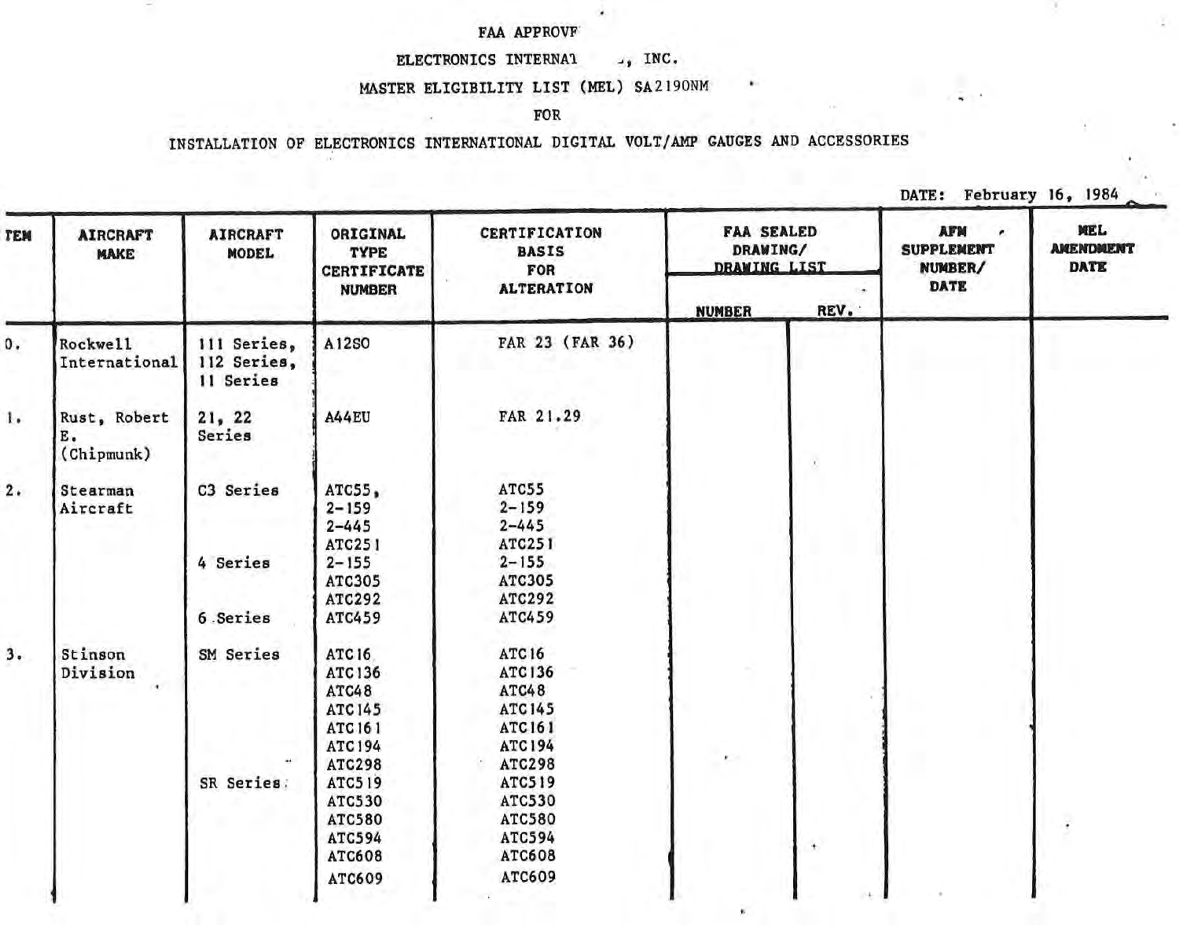FAA APPROVF

ELECTRONICS INTERNA1 , INC.

MASTER ELIGIBILITY LIST (MEL) SA2190NM

FOR

INSTALLATION OF ELECTRONICS INTERNATIONAL DIGITAL VOLT/AMP GAUGES AND ACCESSORIES

DATE: February 16, 1984

| TEM | AIRCRAFT MAKE | AIRCRAFT MODEL | ORIGINAL TYPE CERTIFICATE NUMBER | CERTIFICATION BASIS FOR ALTERATION | FAA SEALED DRAWING/ DRAWING LIST | | AFM SUPPLEMENT NUMBER/ DATE | MEL AMENDMENT DATE |
|---|---|---|---|---|---|---|---|---|
| | | | | | NUMBER | REV. | | |
| 0. | Rockwell International | 111 Series, 112 Series, 11 Series | A12SO | FAR 23 (FAR 36) | | | | |
| 1. | Rust, Robert E. (Chipmunk) | 21, 22 Series | A44EU | FAR 21.29 | | | | |
| 2. | Stearman Aircraft | C3 Series | ATC55, 2-159 2-445 ATC251 | ATC55 2-159 2-445 ATC251 | | | | |
| | | 4 Series | 2-155 ATC305 ATC292 | 2-155 ATC305 ATC292 | | | | |
| | | 6 Series | ATC459 | ATC459 | | | | |
| 3. | Stinson Division | SM Series | ATC16 ATC136 ATC48 ATC145 ATC161 ATC194 ATC298 | ATC16 ATC136 ATC48 ATC145 ATC161 ATC194 ATC298 | | | | |
| | | SR Series | ATC519 ATC530 ATC580 ATC594 ATC608 ATC609 | ATC519 ATC530 ATC580 ATC594 ATC608 ATC609 | | | | |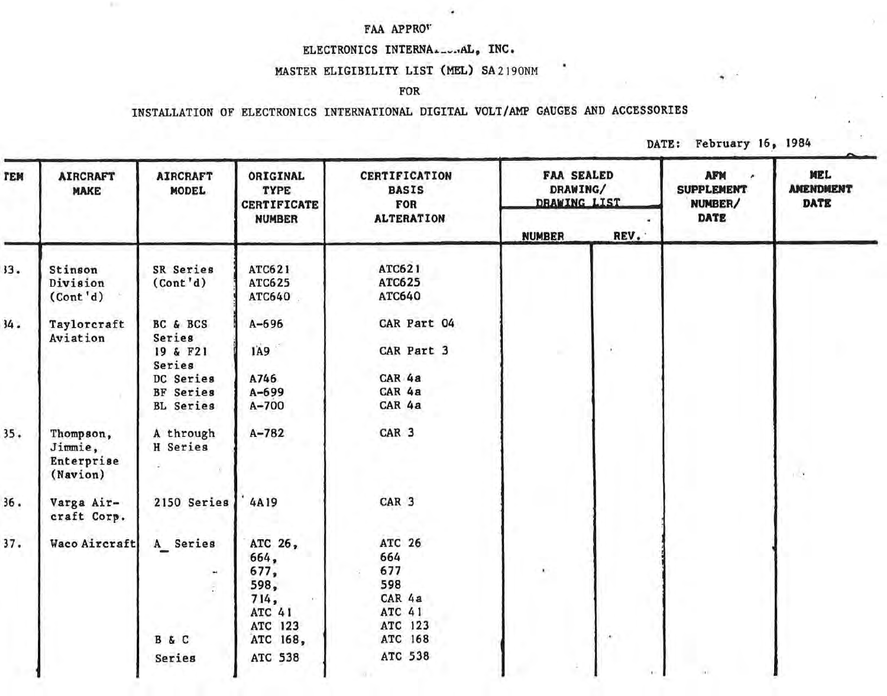FAA APPRO'

ELECTRONICS INTERNA...AL, INC.

MASTER ELIGIBILITY LIST (MEL) SA2190NM

FOR

INSTALLATION OF ELECTRONICS INTERNATIONAL DIGITAL VOLT/AMP GAUGES AND ACCESSORIES

DATE: February 16, 1984

| ITEM | AIRCRAFT MAKE | AIRCRAFT MODEL | ORIGINAL TYPE CERTIFICATE NUMBER | CERTIFICATION BASIS FOR ALTERATION | FAA SEALED DRAWING/ DRAWING LIST | | AFM SUPPLEMENT NUMBER/ DATE | MEL AMENDMENT DATE |
|---|---|---|---|---|---|---|---|---|
| | | | | | NUMBER | REV. | | |
| 33. | Stinson Division (Cont'd) | SR Series (Cont'd) | ATC621<br>ATC625<br>ATC640 | ATC621<br>ATC625<br>ATC640 | | | | |
| 34. | Taylorcraft Aviation | BC & BCS Series | A-696 | CAR Part 04 | | | | |
| | | 19 & F21 Series | 1A9 | CAR Part 3 | | | | |
| | | DC Series | A746 | CAR 4a | | | | |
| | | BF Series | A-699 | CAR 4a | | | | |
| | | BL Series | A-700 | CAR 4a | | | | |
| 35. | Thompson, Jimmie, Enterprise (Navion) | A through H Series | A-782 | CAR 3 | | | | |
| 36. | Varga Aircraft Corp. | 2150 Series | 4A19 | CAR 3 | | | | |
| 37. | Waco Aircraft | A_ Series | ATC 26,<br>664,<br>677,<br>598,<br>714,<br>ATC 41<br>ATC 123 | ATC 26<br>664<br>677<br>598<br>CAR 4a<br>ATC 41<br>ATC 123 | | | | |
| | | B & C Series | ATC 168,<br>ATC 538 | ATC 168<br>ATC 538 | | | | |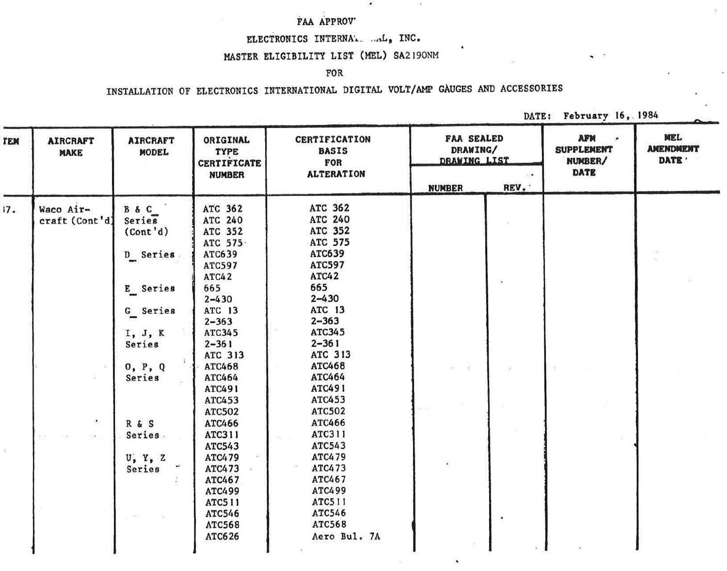FAA APPROV'

ELECTRONICS INTERNA... ..AL, INC.

MASTER ELIGIBILITY LIST (MEL) SA2190NM

FOR

INSTALLATION OF ELECTRONICS INTERNATIONAL DIGITAL VOLT/AMP GAUGES AND ACCESSORIES

DATE: February 16, 1984

| TEM | AIRCRAFT MAKE | AIRCRAFT MODEL | ORIGINAL TYPE CERTIFICATE NUMBER | CERTIFICATION BASIS FOR ALTERATION | FAA SEALED DRAWING/ DRAWING LIST | | AFM SUPPLEMENT NUMBER/ DATE | MEL AMENDMENT DATE |
|---|---|---|---|---|---|---|---|---|
| | | | | | NUMBER | REV. | | |
| 37. | Waco Aircraft (Cont'd) | B & C_ Series (Cont'd) | ATC 362 | ATC 362 | | | | |
| | | | ATC 240 | ATC 240 | | | | |
| | | | ATC 352 | ATC 352 | | | | |
| | | | ATC 575 | ATC 575 | | | | |
| | | D_ Series | ATC639 | ATC639 | | | | |
| | | | ATC597 | ATC597 | | | | |
| | | | ATC42 | ATC42 | | | | |
| | | E_ Series | 665 | 665 | | | | |
| | | | 2-430 | 2-430 | | | | |
| | | G_ Series | ATC 13 | ATC 13 | | | | |
| | | | 2-363 | 2-363 | | | | |
| | | I, J, K Series | ATC345 | ATC345 | | | | |
| | | | 2-361 | 2-361 | | | | |
| | | | ATC 313 | ATC 313 | | | | |
| | | O, P, Q Series | ATC468 | ATC468 | | | | |
| | | | ATC464 | ATC464 | | | | |
| | | | ATC491 | ATC491 | | | | |
| | | | ATC453 | ATC453 | | | | |
| | | | ATC502 | ATC502 | | | | |
| | | R & S Series | ATC466 | ATC466 | | | | |
| | | | ATC311 | ATC311 | | | | |
| | | | ATC543 | ATC543 | | | | |
| | | U, Y, Z Series | ATC479 | ATC479 | | | | |
| | | | ATC473 | ATC473 | | | | |
| | | | ATC467 | ATC467 | | | | |
| | | | ATC499 | ATC499 | | | | |
| | | | ATC511 | ATC511 | | | | |
| | | | ATC546 | ATC546 | | | | |
| | | | ATC568 | ATC568 | | | | |
| | | | ATC626 | Aero Bul. 7A | | | | |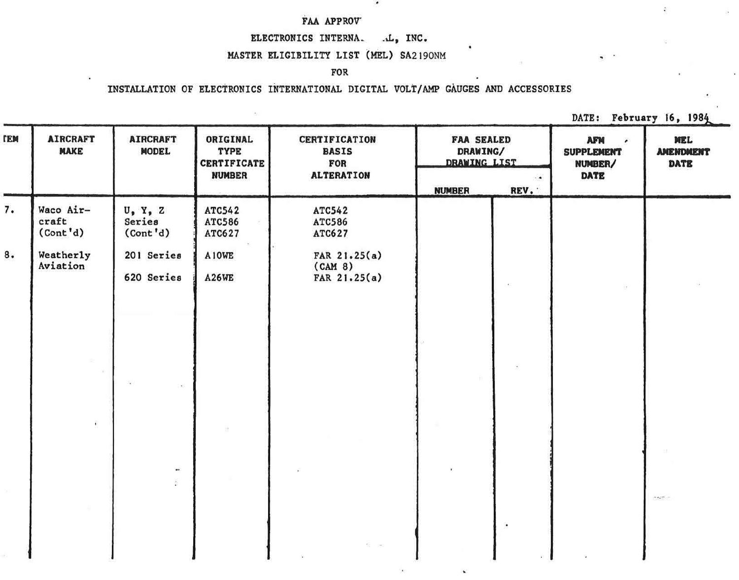FAA APPROV

ELECTRONICS INTERNA. .L, INC.

MASTER ELIGIBILITY LIST (MEL) SA2190NM

FOR

INSTALLATION OF ELECTRONICS INTERNATIONAL DIGITAL VOLT/AMP GAUGES AND ACCESSORIES

DATE: February 16, 1984

| TEM | AIRCRAFT MAKE | AIRCRAFT MODEL | ORIGINAL TYPE CERTIFICATE NUMBER | CERTIFICATION BASIS FOR ALTERATION | FAA SEALED DRAWING/ DRAWING LIST | | AFM SUPPLEMENT NUMBER/ DATE | MEL AMENDMENT DATE |
|---|---|---|---|---|---|---|---|---|
| | | | | | NUMBER | REV. | | |
| 7. | Waco Air-craft (Cont'd) | U, Y, Z Series (Cont'd) | ATC542<br>ATC586<br>ATC627 | ATC542<br>ATC586<br>ATC627 | | | | |
| 8. | Weatherly Aviation | 201 Series | A10WE | FAR 21.25(a) (CAM 8) | | | | |
| | | 620 Series | A26WE | FAR 21.25(a) | | | | |